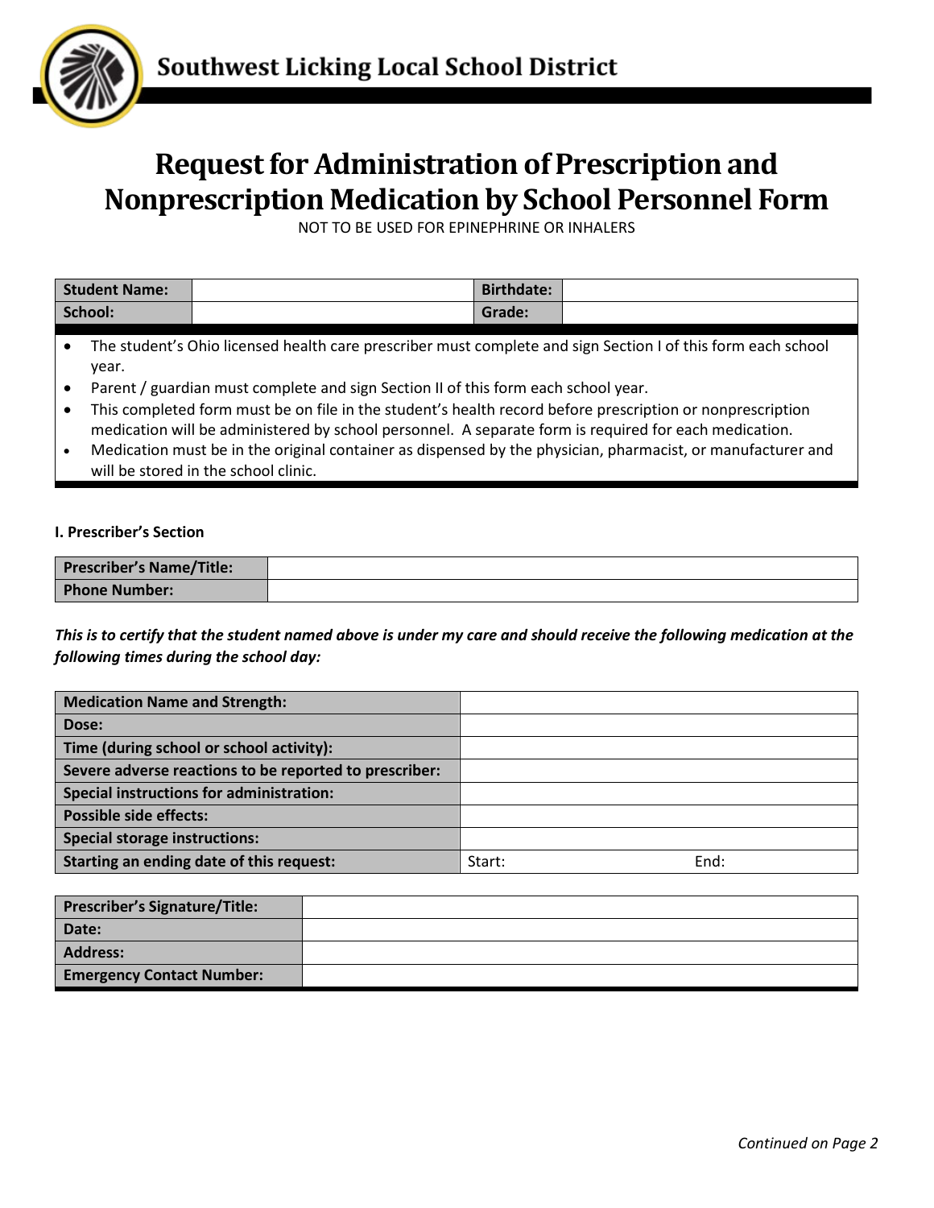# Southwest Licking Local School District

# Request for Administration of Prescription and Nonprescription Medication by School Personnel Form

NOT TO BE USED FOR EPINEPHRINE OR INHALERS

| **Student Name:** | | **Birthdate:** | |
|---|---|---|---|
| **School:** | | **Grade:** | |

- The student's Ohio licensed health care prescriber must complete and sign Section I of this form each school year.
- Parent / guardian must complete and sign Section II of this form each school year.
- This completed form must be on file in the student's health record before prescription or nonprescription medication will be administered by school personnel. A separate form is required for each medication.
- Medication must be in the original container as dispensed by the physician, pharmacist, or manufacturer and will be stored in the school clinic.

### I. Prescriber's Section

| **Prescriber's Name/Title:** | |
|---|---|
| **Phone Number:** | |

***This is to certify that the student named above is under my care and should receive the following medication at the following times during the school day:***

| **Medication Name and Strength:** | | |
|---|---|---|
| **Dose:** | | |
| **Time (during school or school activity):** | | |
| **Severe adverse reactions to be reported to prescriber:** | | |
| **Special instructions for administration:** | | |
| **Possible side effects:** | | |
| **Special storage instructions:** | | |
| **Starting an ending date of this request:** | Start: | End: |

| **Prescriber's Signature/Title:** | |
|---|---|
| **Date:** | |
| **Address:** | |
| **Emergency Contact Number:** | |

*Continued on Page 2*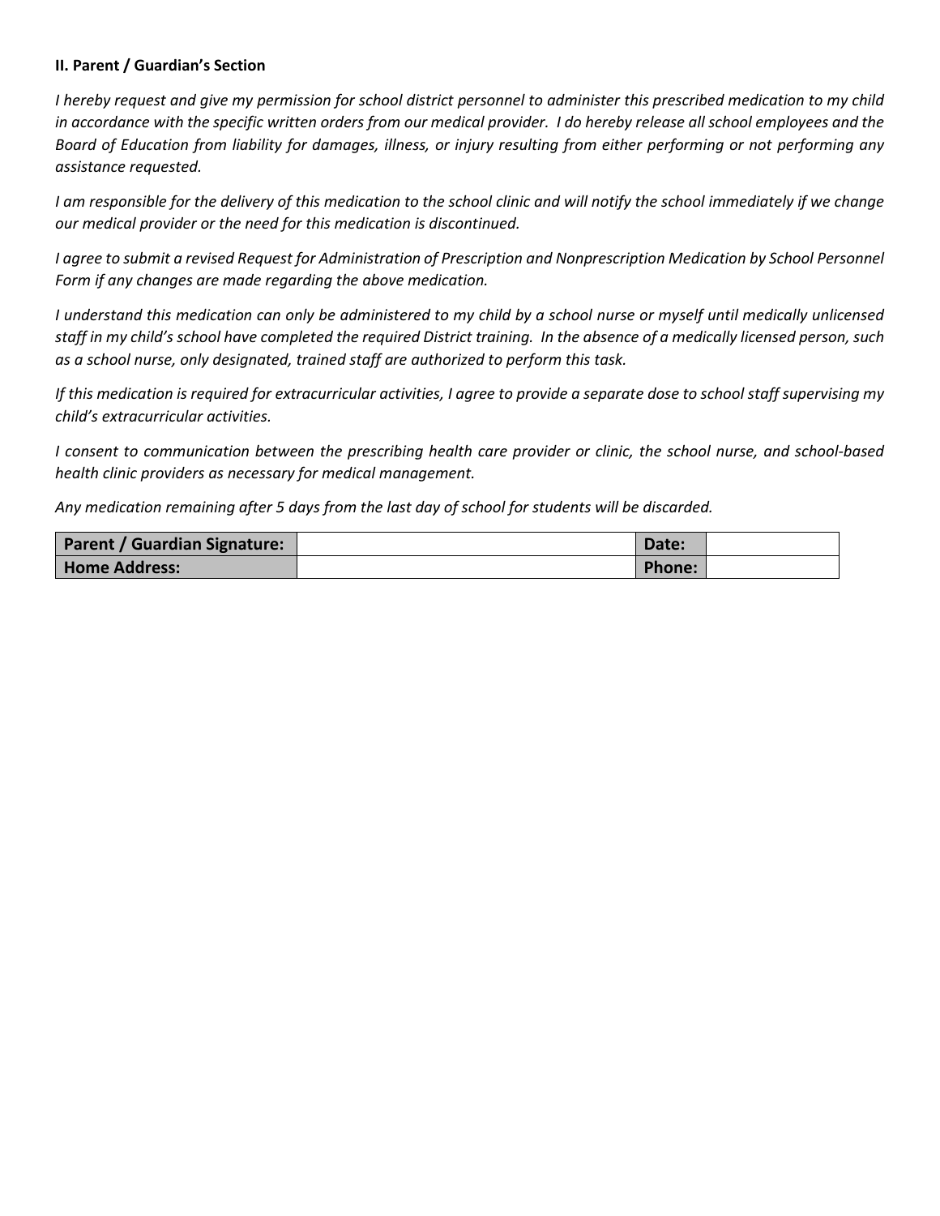**II. Parent / Guardian's Section**

*I hereby request and give my permission for school district personnel to administer this prescribed medication to my child in accordance with the specific written orders from our medical provider. I do hereby release all school employees and the Board of Education from liability for damages, illness, or injury resulting from either performing or not performing any assistance requested.*

*I am responsible for the delivery of this medication to the school clinic and will notify the school immediately if we change our medical provider or the need for this medication is discontinued.*

*I agree to submit a revised Request for Administration of Prescription and Nonprescription Medication by School Personnel Form if any changes are made regarding the above medication.*

*I understand this medication can only be administered to my child by a school nurse or myself until medically unlicensed staff in my child's school have completed the required District training. In the absence of a medically licensed person, such as a school nurse, only designated, trained staff are authorized to perform this task.*

*If this medication is required for extracurricular activities, I agree to provide a separate dose to school staff supervising my child's extracurricular activities.*

*I consent to communication between the prescribing health care provider or clinic, the school nurse, and school-based health clinic providers as necessary for medical management.*

*Any medication remaining after 5 days from the last day of school for students will be discarded.*

| | | | |
|---|---|---|---|
| **Parent / Guardian Signature:** | | **Date:** | |
| **Home Address:** | | **Phone:** | |